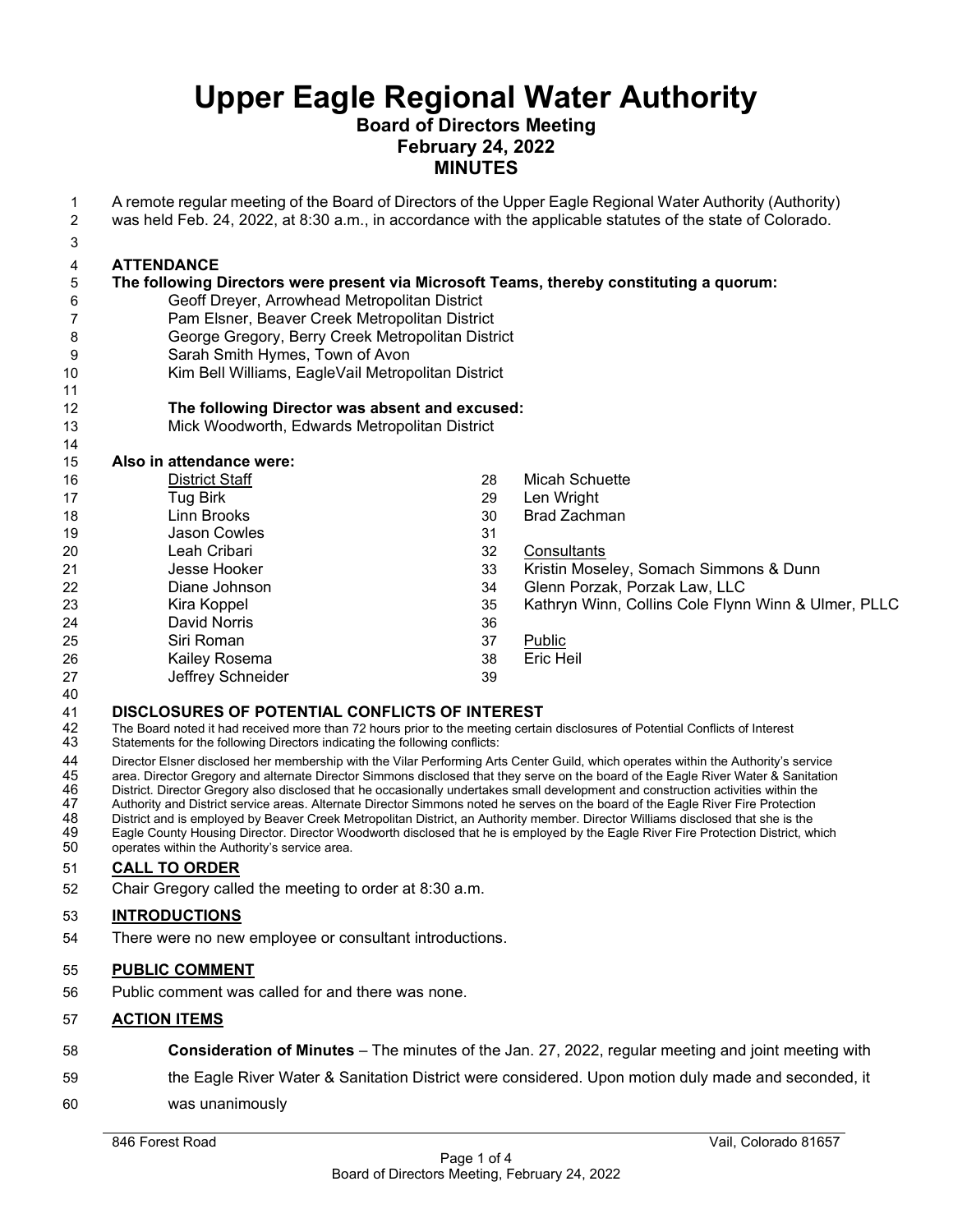# Upper Eagle Regional Water Authority

## Board of Directors Meeting
## February 24, 2022
## MINUTES

A remote regular meeting of the Board of Directors of the Upper Eagle Regional Water Authority (Authority) was held Feb. 24, 2022, at 8:30 a.m., in accordance with the applicable statutes of the state of Colorado.

### ATTENDANCE

**The following Directors were present via Microsoft Teams, thereby constituting a quorum:**

Geoff Dreyer, Arrowhead Metropolitan District
Pam Elsner, Beaver Creek Metropolitan District
George Gregory, Berry Creek Metropolitan District
Sarah Smith Hymes, Town of Avon
Kim Bell Williams, EagleVail Metropolitan District

**The following Director was absent and excused:**

Mick Woodworth, Edwards Metropolitan District

**Also in attendance were:**

District Staff
Tug Birk
Linn Brooks
Jason Cowles
Leah Cribari
Jesse Hooker
Diane Johnson
Kira Koppel
David Norris
Siri Roman
Kailey Rosema
Jeffrey Schneider
Micah Schuette
Len Wright
Brad Zachman

Consultants
Kristin Moseley, Somach Simmons & Dunn
Glenn Porzak, Porzak Law, LLC
Kathryn Winn, Collins Cole Flynn Winn & Ulmer, PLLC

Public
Eric Heil

### DISCLOSURES OF POTENTIAL CONFLICTS OF INTEREST

The Board noted it had received more than 72 hours prior to the meeting certain disclosures of Potential Conflicts of Interest Statements for the following Directors indicating the following conflicts:

Director Elsner disclosed her membership with the Vilar Performing Arts Center Guild, which operates within the Authority's service area. Director Gregory and alternate Director Simmons disclosed that they serve on the board of the Eagle River Water & Sanitation District. Director Gregory also disclosed that he occasionally undertakes small development and construction activities within the Authority and District service areas. Alternate Director Simmons noted he serves on the board of the Eagle River Fire Protection District and is employed by Beaver Creek Metropolitan District, an Authority member. Director Williams disclosed that she is the Eagle County Housing Director. Director Woodworth disclosed that he is employed by the Eagle River Fire Protection District, which operates within the Authority's service area.

### CALL TO ORDER

Chair Gregory called the meeting to order at 8:30 a.m.

### INTRODUCTIONS

There were no new employee or consultant introductions.

### PUBLIC COMMENT

Public comment was called for and there was none.

### ACTION ITEMS

**Consideration of Minutes** – The minutes of the Jan. 27, 2022, regular meeting and joint meeting with the Eagle River Water & Sanitation District were considered. Upon motion duly made and seconded, it was unanimously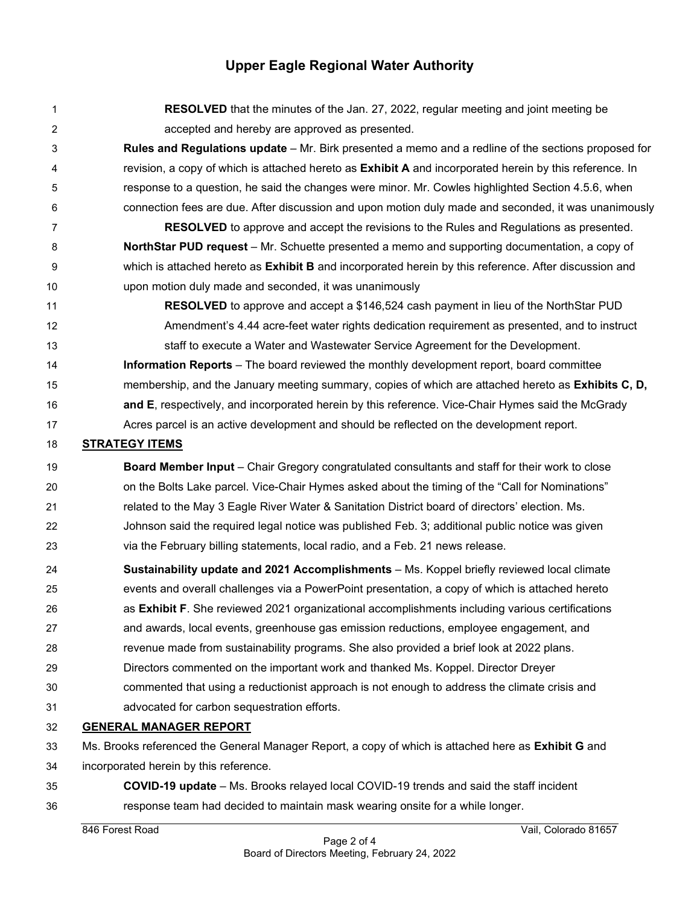**RESOLVED** that the minutes of the Jan. 27, 2022, regular meeting and joint meeting be accepted and hereby are approved as presented.

**Rules and Regulations update** – Mr. Birk presented a memo and a redline of the sections proposed for revision, a copy of which is attached hereto as **Exhibit A** and incorporated herein by this reference. In response to a question, he said the changes were minor. Mr. Cowles highlighted Section 4.5.6, when connection fees are due. After discussion and upon motion duly made and seconded, it was unanimously

**RESOLVED** to approve and accept the revisions to the Rules and Regulations as presented.

**NorthStar PUD request** – Mr. Schuette presented a memo and supporting documentation, a copy of which is attached hereto as **Exhibit B** and incorporated herein by this reference. After discussion and upon motion duly made and seconded, it was unanimously

**RESOLVED** to approve and accept a $146,524 cash payment in lieu of the NorthStar PUD Amendment's 4.44 acre-feet water rights dedication requirement as presented, and to instruct staff to execute a Water and Wastewater Service Agreement for the Development.

**Information Reports** – The board reviewed the monthly development report, board committee membership, and the January meeting summary, copies of which are attached hereto as **Exhibits C, D, and E**, respectively, and incorporated herein by this reference. Vice-Chair Hymes said the McGrady Acres parcel is an active development and should be reflected on the development report.

## STRATEGY ITEMS

**Board Member Input** – Chair Gregory congratulated consultants and staff for their work to close on the Bolts Lake parcel. Vice-Chair Hymes asked about the timing of the "Call for Nominations" related to the May 3 Eagle River Water & Sanitation District board of directors' election. Ms. Johnson said the required legal notice was published Feb. 3; additional public notice was given via the February billing statements, local radio, and a Feb. 21 news release.

**Sustainability update and 2021 Accomplishments** – Ms. Koppel briefly reviewed local climate events and overall challenges via a PowerPoint presentation, a copy of which is attached hereto as **Exhibit F**. She reviewed 2021 organizational accomplishments including various certifications and awards, local events, greenhouse gas emission reductions, employee engagement, and revenue made from sustainability programs. She also provided a brief look at 2022 plans. Directors commented on the important work and thanked Ms. Koppel. Director Dreyer commented that using a reductionist approach is not enough to address the climate crisis and advocated for carbon sequestration efforts.

## GENERAL MANAGER REPORT

Ms. Brooks referenced the General Manager Report, a copy of which is attached here as **Exhibit G** and incorporated herein by this reference.

**COVID-19 update** – Ms. Brooks relayed local COVID-19 trends and said the staff incident response team had decided to maintain mask wearing onsite for a while longer.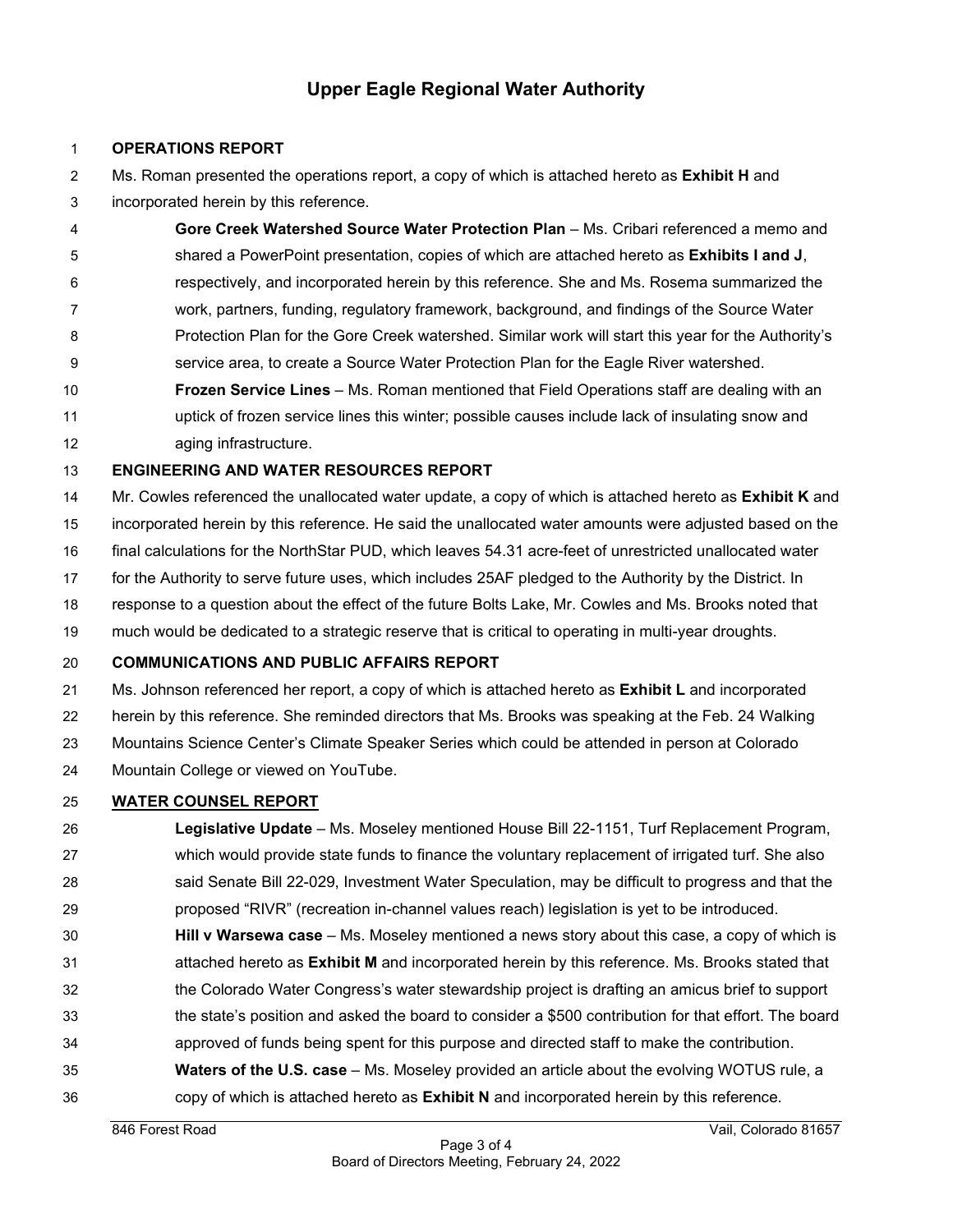# Upper Eagle Regional Water Authority

**OPERATIONS REPORT**

Ms. Roman presented the operations report, a copy of which is attached hereto as **Exhibit H** and incorporated herein by this reference.

> **Gore Creek Watershed Source Water Protection Plan** – Ms. Cribari referenced a memo and shared a PowerPoint presentation, copies of which are attached hereto as **Exhibits I and J**, respectively, and incorporated herein by this reference. She and Ms. Rosema summarized the work, partners, funding, regulatory framework, background, and findings of the Source Water Protection Plan for the Gore Creek watershed. Similar work will start this year for the Authority's service area, to create a Source Water Protection Plan for the Eagle River watershed.
>
> **Frozen Service Lines** – Ms. Roman mentioned that Field Operations staff are dealing with an uptick of frozen service lines this winter; possible causes include lack of insulating snow and aging infrastructure.

**ENGINEERING AND WATER RESOURCES REPORT**

Mr. Cowles referenced the unallocated water update, a copy of which is attached hereto as **Exhibit K** and incorporated herein by this reference. He said the unallocated water amounts were adjusted based on the final calculations for the NorthStar PUD, which leaves 54.31 acre-feet of unrestricted unallocated water for the Authority to serve future uses, which includes 25AF pledged to the Authority by the District. In response to a question about the effect of the future Bolts Lake, Mr. Cowles and Ms. Brooks noted that much would be dedicated to a strategic reserve that is critical to operating in multi-year droughts.

**COMMUNICATIONS AND PUBLIC AFFAIRS REPORT**

Ms. Johnson referenced her report, a copy of which is attached hereto as **Exhibit L** and incorporated herein by this reference. She reminded directors that Ms. Brooks was speaking at the Feb. 24 Walking Mountains Science Center's Climate Speaker Series which could be attended in person at Colorado Mountain College or viewed on YouTube.

**WATER COUNSEL REPORT**

> **Legislative Update** – Ms. Moseley mentioned House Bill 22-1151, Turf Replacement Program, which would provide state funds to finance the voluntary replacement of irrigated turf. She also said Senate Bill 22-029, Investment Water Speculation, may be difficult to progress and that the proposed "RIVR" (recreation in-channel values reach) legislation is yet to be introduced.
>
> **Hill v Warsewa case** – Ms. Moseley mentioned a news story about this case, a copy of which is attached hereto as **Exhibit M** and incorporated herein by this reference. Ms. Brooks stated that the Colorado Water Congress's water stewardship project is drafting an amicus brief to support the state's position and asked the board to consider a $500 contribution for that effort. The board approved of funds being spent for this purpose and directed staff to make the contribution.
>
> **Waters of the U.S. case** – Ms. Moseley provided an article about the evolving WOTUS rule, a copy of which is attached hereto as **Exhibit N** and incorporated herein by this reference.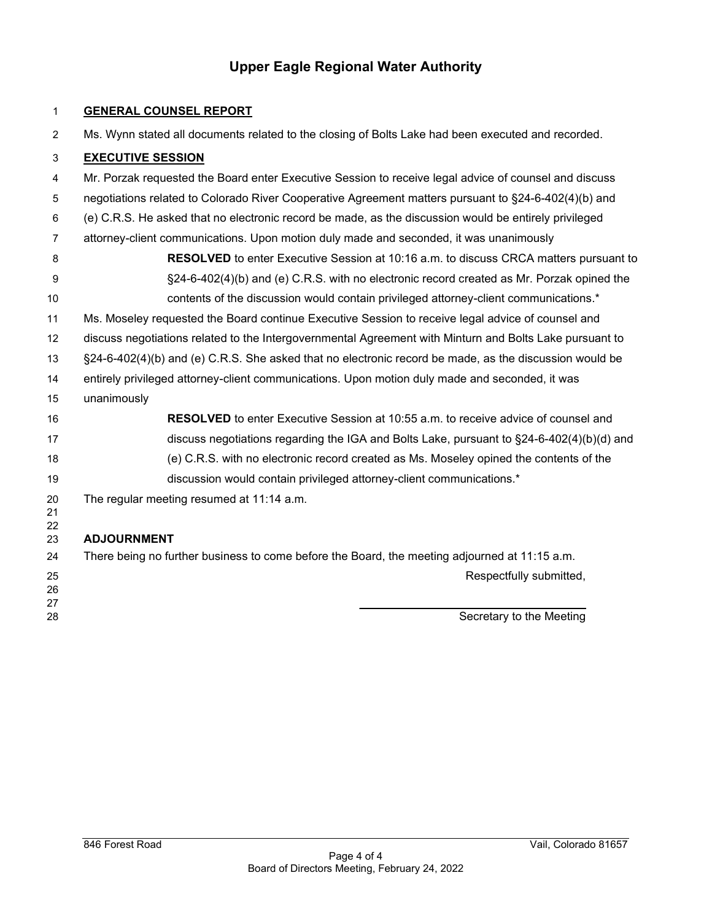**GENERAL COUNSEL REPORT**

Ms. Wynn stated all documents related to the closing of Bolts Lake had been executed and recorded.

**EXECUTIVE SESSION**

Mr. Porzak requested the Board enter Executive Session to receive legal advice of counsel and discuss negotiations related to Colorado River Cooperative Agreement matters pursuant to §24-6-402(4)(b) and (e) C.R.S. He asked that no electronic record be made, as the discussion would be entirely privileged attorney-client communications. Upon motion duly made and seconded, it was unanimously

> **RESOLVED** to enter Executive Session at 10:16 a.m. to discuss CRCA matters pursuant to §24-6-402(4)(b) and (e) C.R.S. with no electronic record created as Mr. Porzak opined the contents of the discussion would contain privileged attorney-client communications.*

Ms. Moseley requested the Board continue Executive Session to receive legal advice of counsel and discuss negotiations related to the Intergovernmental Agreement with Minturn and Bolts Lake pursuant to §24-6-402(4)(b) and (e) C.R.S. She asked that no electronic record be made, as the discussion would be entirely privileged attorney-client communications. Upon motion duly made and seconded, it was unanimously

> **RESOLVED** to enter Executive Session at 10:55 a.m. to receive advice of counsel and discuss negotiations regarding the IGA and Bolts Lake, pursuant to §24-6-402(4)(b)(d) and (e) C.R.S. with no electronic record created as Ms. Moseley opined the contents of the discussion would contain privileged attorney-client communications.*

The regular meeting resumed at 11:14 a.m.

**ADJOURNMENT**

There being no further business to come before the Board, the meeting adjourned at 11:15 a.m.

Respectfully submitted,

\_\_\_\_\_\_\_\_\_\_\_\_\_\_\_\_\_\_\_\_\_\_\_\_\_\_\_\_\_\_

Secretary to the Meeting